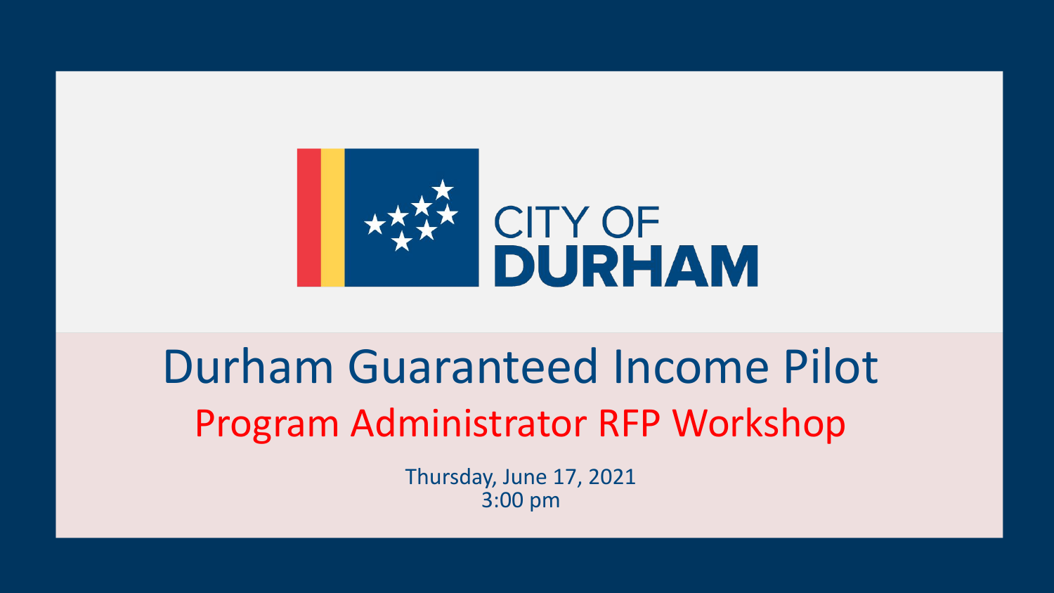CITY OF
**DURHAM**

# Durham Guaranteed Income Pilot

## Program Administrator RFP Workshop

Thursday, June 17, 2021
3:00 pm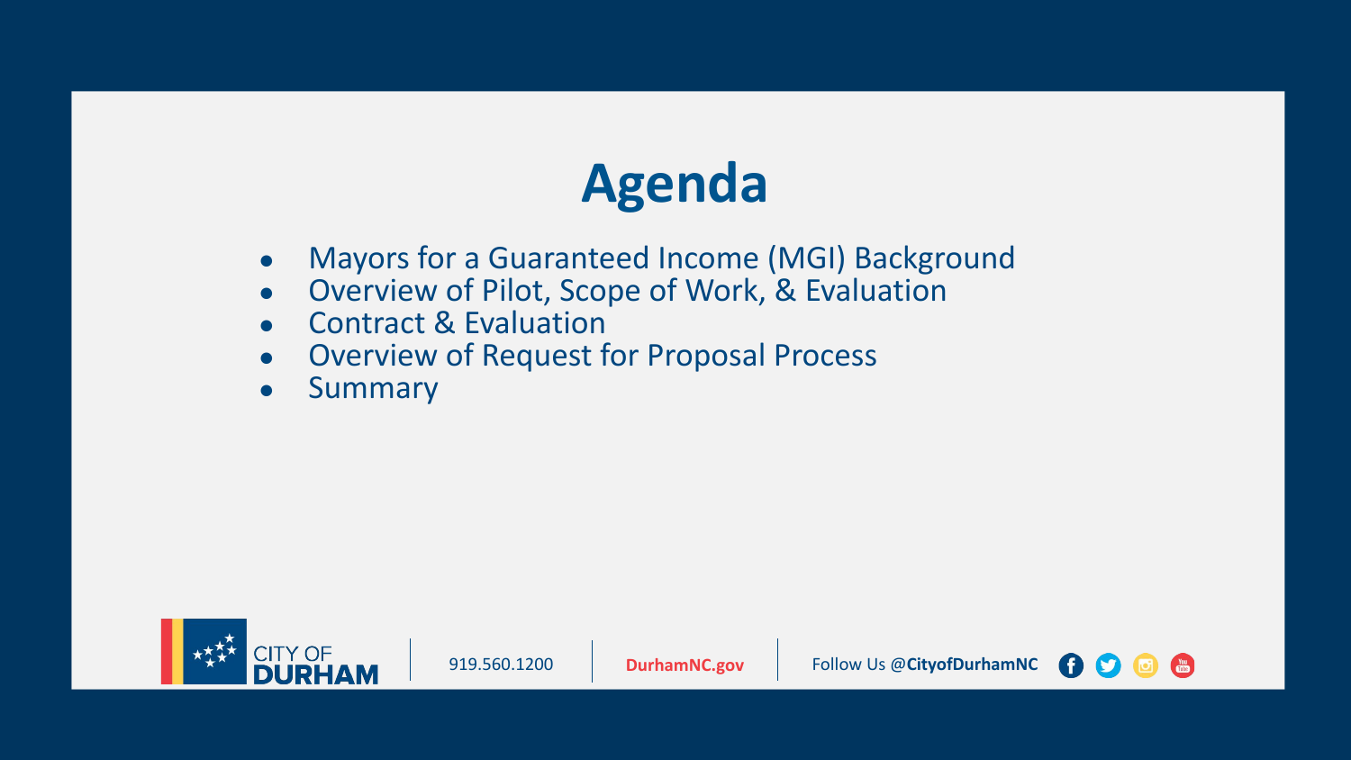# Agenda

- Mayors for a Guaranteed Income (MGI) Background
- Overview of Pilot, Scope of Work, & Evaluation
- Contract & Evaluation
- Overview of Request for Proposal Process
- Summary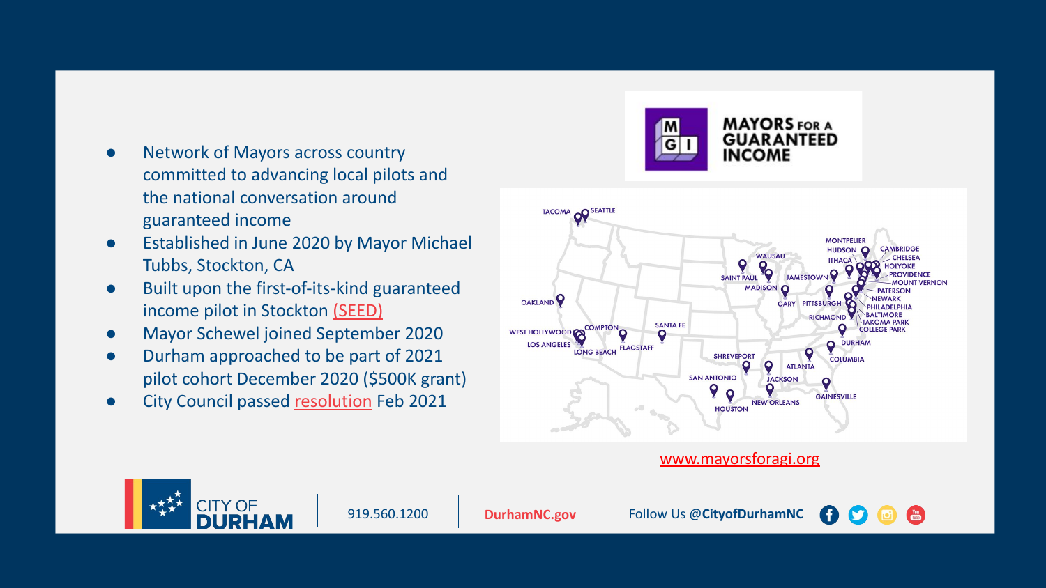- Network of Mayors across country committed to advancing local pilots and the national conversation around guaranteed income
- Established in June 2020 by Mayor Michael Tubbs, Stockton, CA
- Built upon the first-of-its-kind guaranteed income pilot in Stockton (SEED)
- Mayor Schewel joined September 2020
- Durham approached to be part of 2021 pilot cohort December 2020 ($500K grant)
- City Council passed resolution Feb 2021

MAYORS FOR A GUARANTEED INCOME

TACOMA, SEATTLE, OAKLAND, WEST HOLLYWOOD, COMPTON, LOS ANGELES, LONG BEACH, FLAGSTAFF, SANTA FE, SAINT PAUL, WAUSAU, MADISON, GARY, JAMESTOWN, PITTSBURGH, MONTPELIER, HUDSON, ITHACA, CAMBRIDGE, CHELSEA, HOLYOKE, PROVIDENCE, MOUNT VERNON, PATERSON, NEWARK, PHILADELPHIA, BALTIMORE, TAKOMA PARK, COLLEGE PARK, RICHMOND, DURHAM, COLUMBIA, ATLANTA, SHREVEPORT, JACKSON, SAN ANTONIO, HOUSTON, NEW ORLEANS, GAINESVILLE

www.mayorsforagi.org

CITY OF DURHAM | 919.560.1200 | DurhamNC.gov | Follow Us @CityofDurhamNC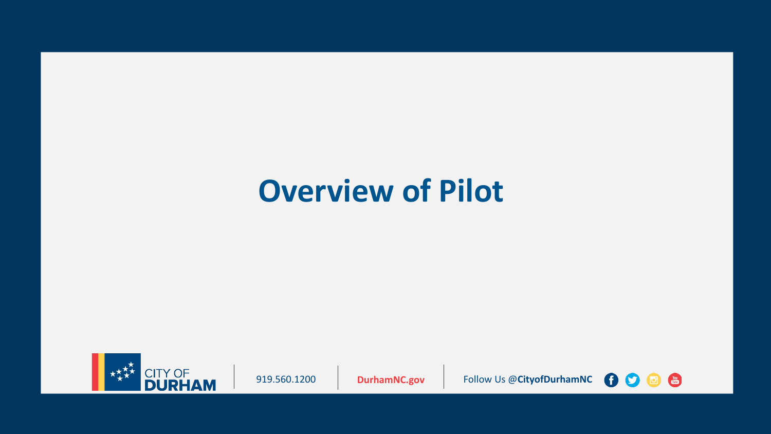# Overview of Pilot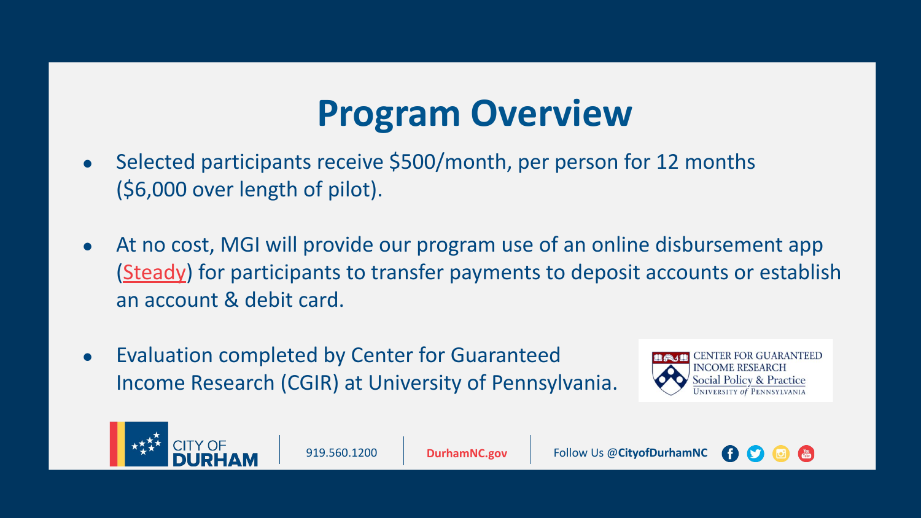# Program Overview

- Selected participants receive $500/month, per person for 12 months ($6,000 over length of pilot).
- At no cost, MGI will provide our program use of an online disbursement app (Steady) for participants to transfer payments to deposit accounts or establish an account & debit card.
- Evaluation completed by Center for Guaranteed Income Research (CGIR) at University of Pennsylvania.

CENTER FOR GUARANTEED INCOME RESEARCH
Social Policy & Practice
UNIVERSITY of PENNSYLVANIA

CITY OF DURHAM | 919.560.1200 | DurhamNC.gov | Follow Us @CityofDurhamNC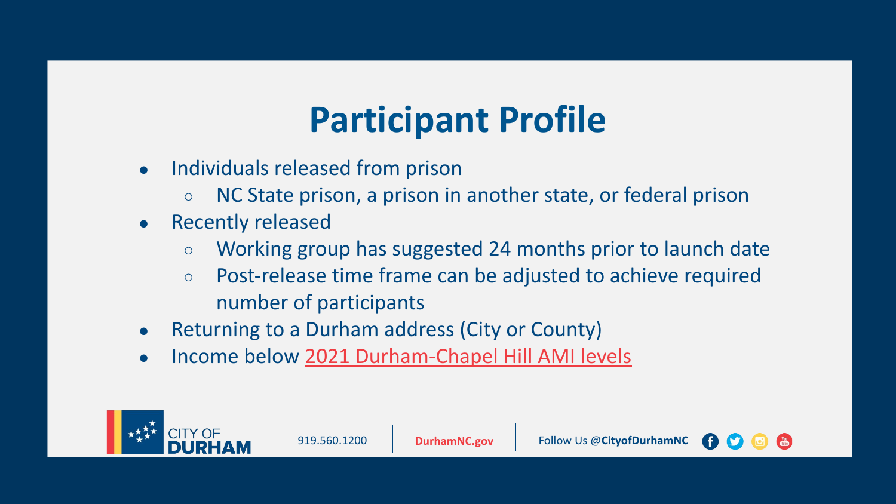# Participant Profile

- Individuals released from prison
  - NC State prison, a prison in another state, or federal prison
- Recently released
  - Working group has suggested 24 months prior to launch date
  - Post-release time frame can be adjusted to achieve required number of participants
- Returning to a Durham address (City or County)
- Income below 2021 Durham-Chapel Hill AMI levels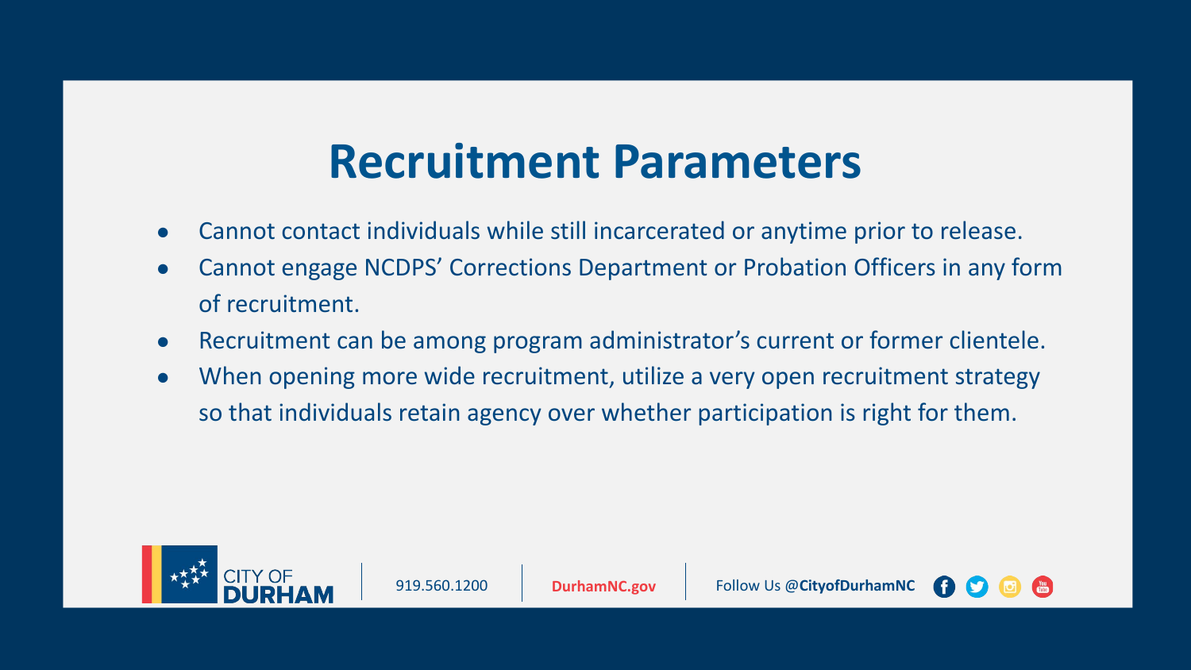# Recruitment Parameters

- Cannot contact individuals while still incarcerated or anytime prior to release.
- Cannot engage NCDPS' Corrections Department or Probation Officers in any form of recruitment.
- Recruitment can be among program administrator's current or former clientele.
- When opening more wide recruitment, utilize a very open recruitment strategy so that individuals retain agency over whether participation is right for them.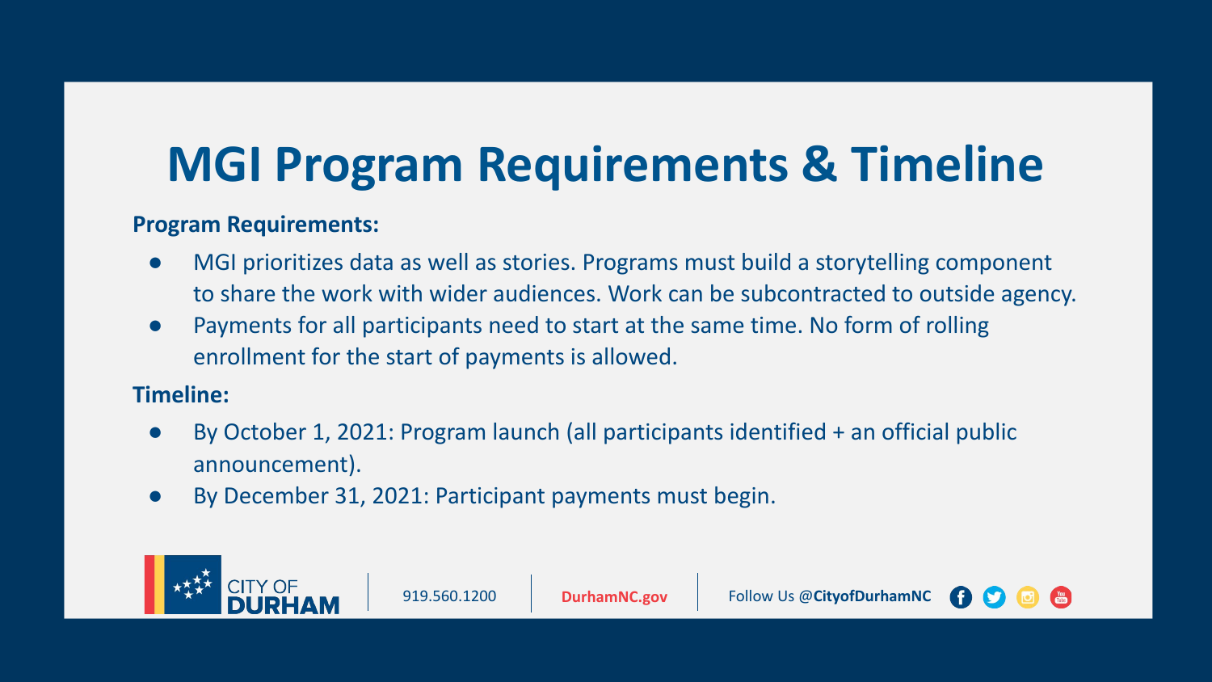# MGI Program Requirements & Timeline

**Program Requirements:**

- MGI prioritizes data as well as stories. Programs must build a storytelling component to share the work with wider audiences. Work can be subcontracted to outside agency.
- Payments for all participants need to start at the same time. No form of rolling enrollment for the start of payments is allowed.

**Timeline:**

- By October 1, 2021: Program launch (all participants identified + an official public announcement).
- By December 31, 2021: Participant payments must begin.

CITY OF DURHAM | 919.560.1200 | DurhamNC.gov | Follow Us @CityofDurhamNC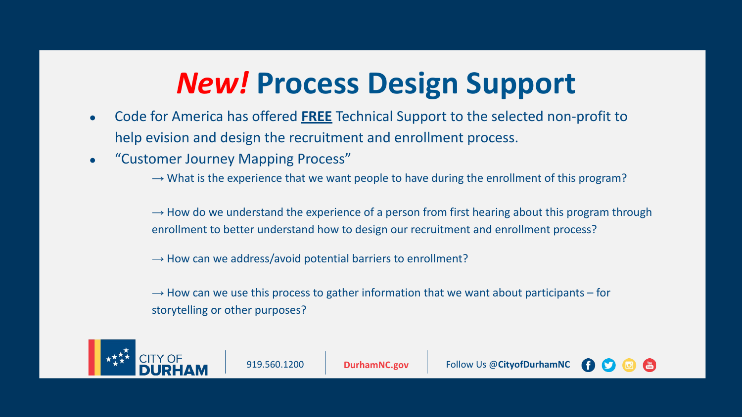# *New!* Process Design Support

- Code for America has offered **FREE** Technical Support to the selected non-profit to help evision and design the recruitment and enrollment process.
- "Customer Journey Mapping Process"

  → What is the experience that we want people to have during the enrollment of this program?

  → How do we understand the experience of a person from first hearing about this program through enrollment to better understand how to design our recruitment and enrollment process?

  → How can we address/avoid potential barriers to enrollment?

  → How can we use this process to gather information that we want about participants – for storytelling or other purposes?

CITY OF DURHAM | 919.560.1200 | DurhamNC.gov | Follow Us @CityofDurhamNC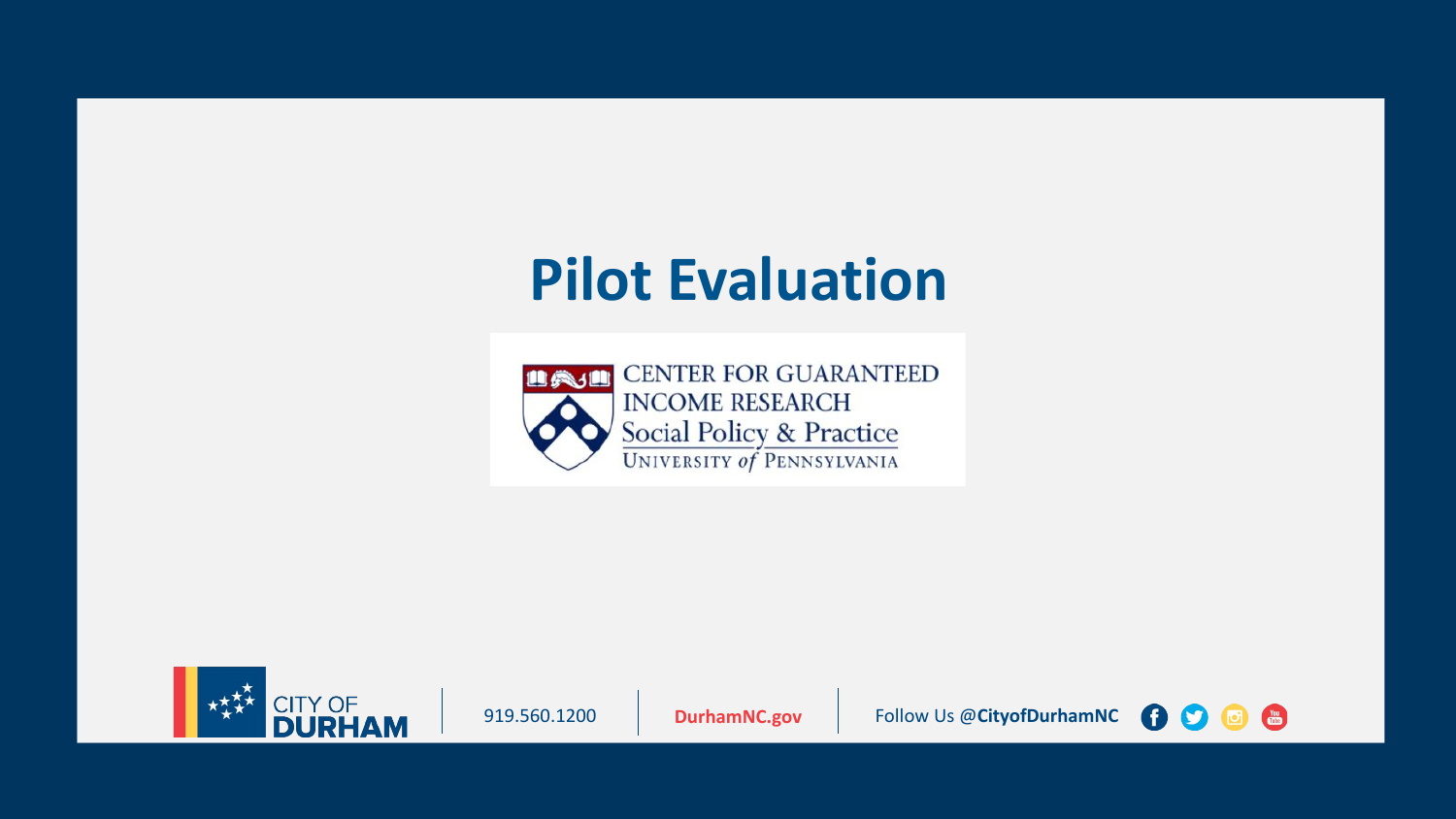# Pilot Evaluation

CENTER FOR GUARANTEED INCOME RESEARCH
Social Policy & Practice
UNIVERSITY of PENNSYLVANIA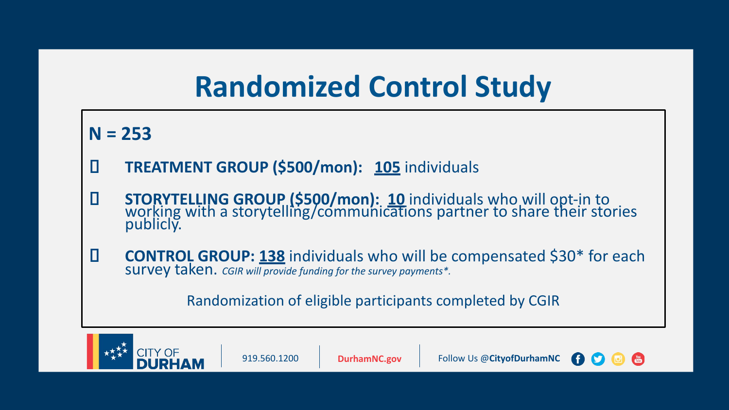# Randomized Control Study

**N = 253**

- **TREATMENT GROUP ($500/mon): __105__** individuals
- **STORYTELLING GROUP ($500/mon): __10__** individuals who will opt-in to working with a storytelling/communications partner to share their stories publicly.
- **CONTROL GROUP: __138__** individuals who will be compensated $30* for each survey taken. *CGIR will provide funding for the survey payments*.*

Randomization of eligible participants completed by CGIR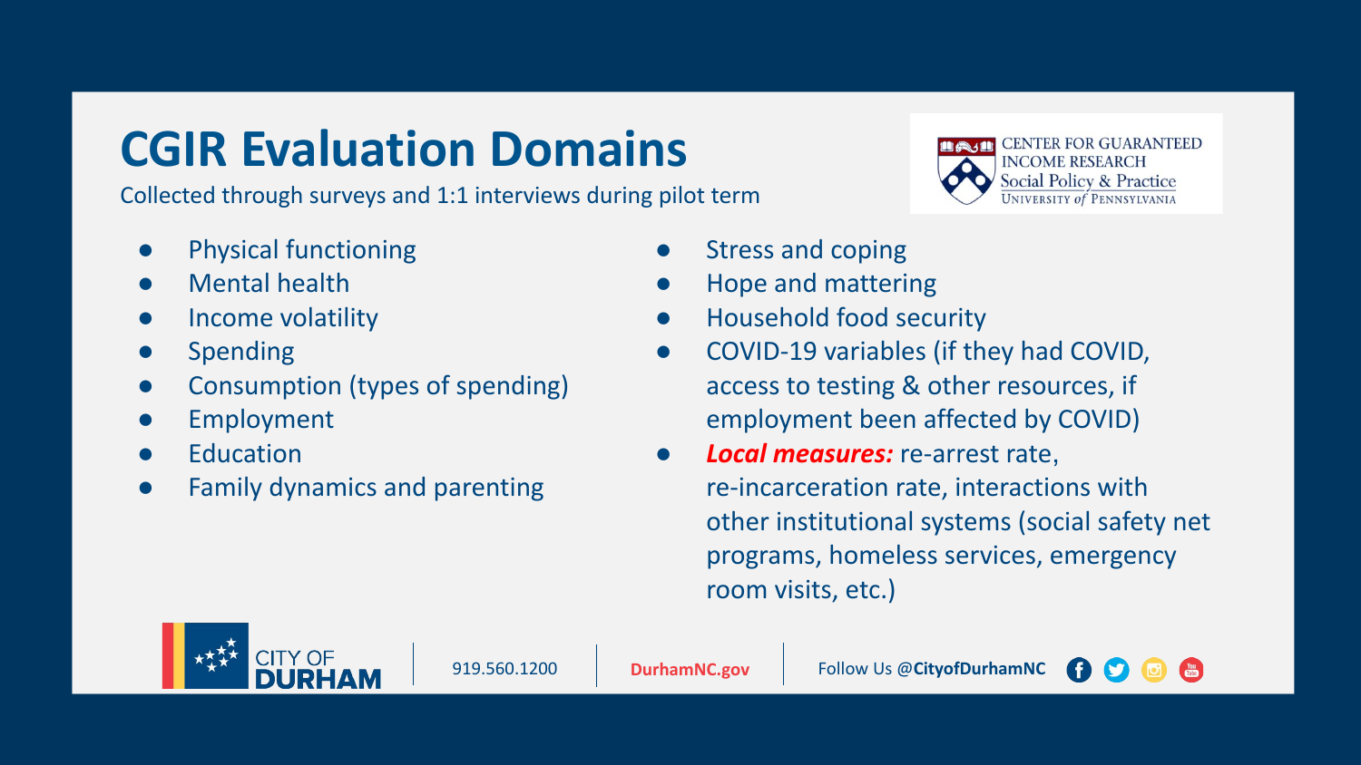# CGIR Evaluation Domains

Collected through surveys and 1:1 interviews during pilot term

CENTER FOR GUARANTEED INCOME RESEARCH
Social Policy & Practice
UNIVERSITY of PENNSYLVANIA

- Physical functioning
- Mental health
- Income volatility
- Spending
- Consumption (types of spending)
- Employment
- Education
- Family dynamics and parenting
- Stress and coping
- Hope and mattering
- Household food security
- COVID-19 variables (if they had COVID, access to testing & other resources, if employment been affected by COVID)
- ***Local measures:*** re-arrest rate, re-incarceration rate, interactions with other institutional systems (social safety net programs, homeless services, emergency room visits, etc.)

CITY OF DURHAM | 919.560.1200 | DurhamNC.gov | Follow Us @CityofDurhamNC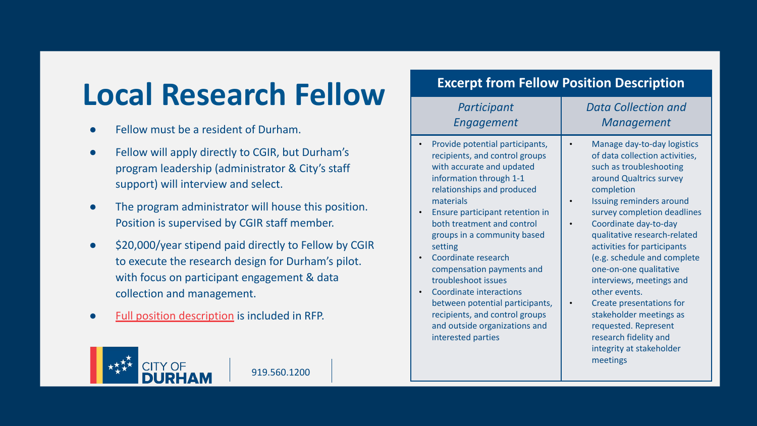# Local Research Fellow

- Fellow must be a resident of Durham.
- Fellow will apply directly to CGIR, but Durham's program leadership (administrator & City's staff support) will interview and select.
- The program administrator will house this position. Position is supervised by CGIR staff member.
- $20,000/year stipend paid directly to Fellow by CGIR to execute the research design for Durham's pilot. with focus on participant engagement & data collection and management.
- Full position description is included in RFP.

CITY OF DURHAM

919.560.1200

## Excerpt from Fellow Position Description

| *Participant Engagement* | *Data Collection and Management* |
|---|---|
| • Provide potential participants, recipients, and control groups with accurate and updated information through 1-1 relationships and produced materials<br>• Ensure participant retention in both treatment and control groups in a community based setting<br>• Coordinate research compensation payments and troubleshoot issues<br>• Coordinate interactions between potential participants, recipients, and control groups and outside organizations and interested parties | • Manage day-to-day logistics of data collection activities, such as troubleshooting around Qualtrics survey completion<br>• Issuing reminders around survey completion deadlines<br>• Coordinate day-to-day qualitative research-related activities for participants (e.g. schedule and complete one-on-one qualitative interviews, meetings and other events.<br>• Create presentations for stakeholder meetings as requested. Represent research fidelity and integrity at stakeholder meetings |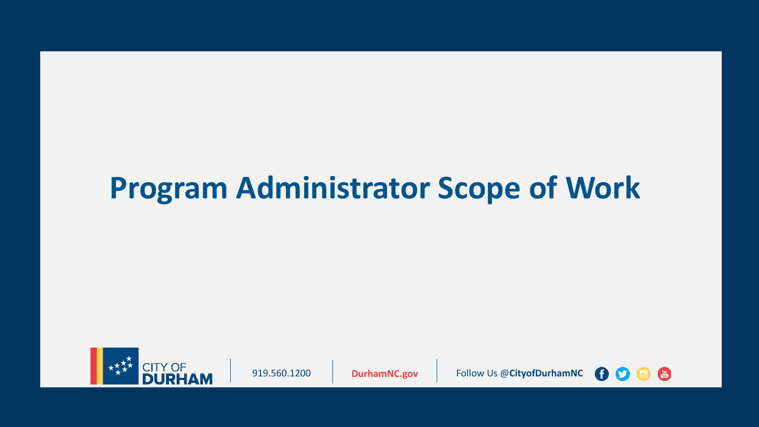# Program Administrator Scope of Work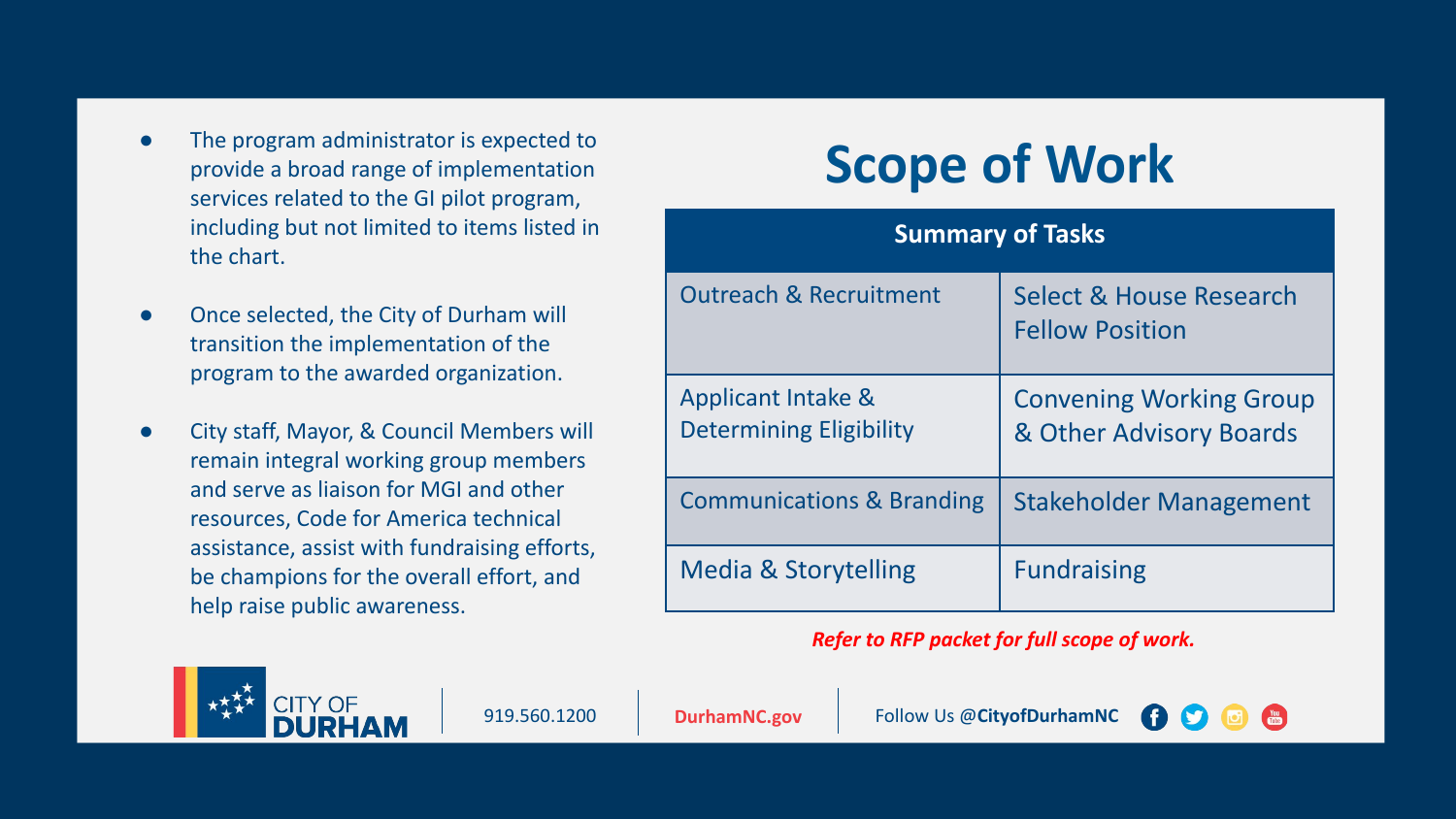# Scope of Work

- The program administrator is expected to provide a broad range of implementation services related to the GI pilot program, including but not limited to items listed in the chart.
- Once selected, the City of Durham will transition the implementation of the program to the awarded organization.
- City staff, Mayor, & Council Members will remain integral working group members and serve as liaison for MGI and other resources, Code for America technical assistance, assist with fundraising efforts, be champions for the overall effort, and help raise public awareness.

| Summary of Tasks | |
|---|---|
| Outreach & Recruitment | Select & House Research Fellow Position |
| Applicant Intake & Determining Eligibility | Convening Working Group & Other Advisory Boards |
| Communications & Branding | Stakeholder Management |
| Media & Storytelling | Fundraising |

***Refer to RFP packet for full scope of work.***

CITY OF DURHAM | 919.560.1200 | DurhamNC.gov | Follow Us @CityofDurhamNC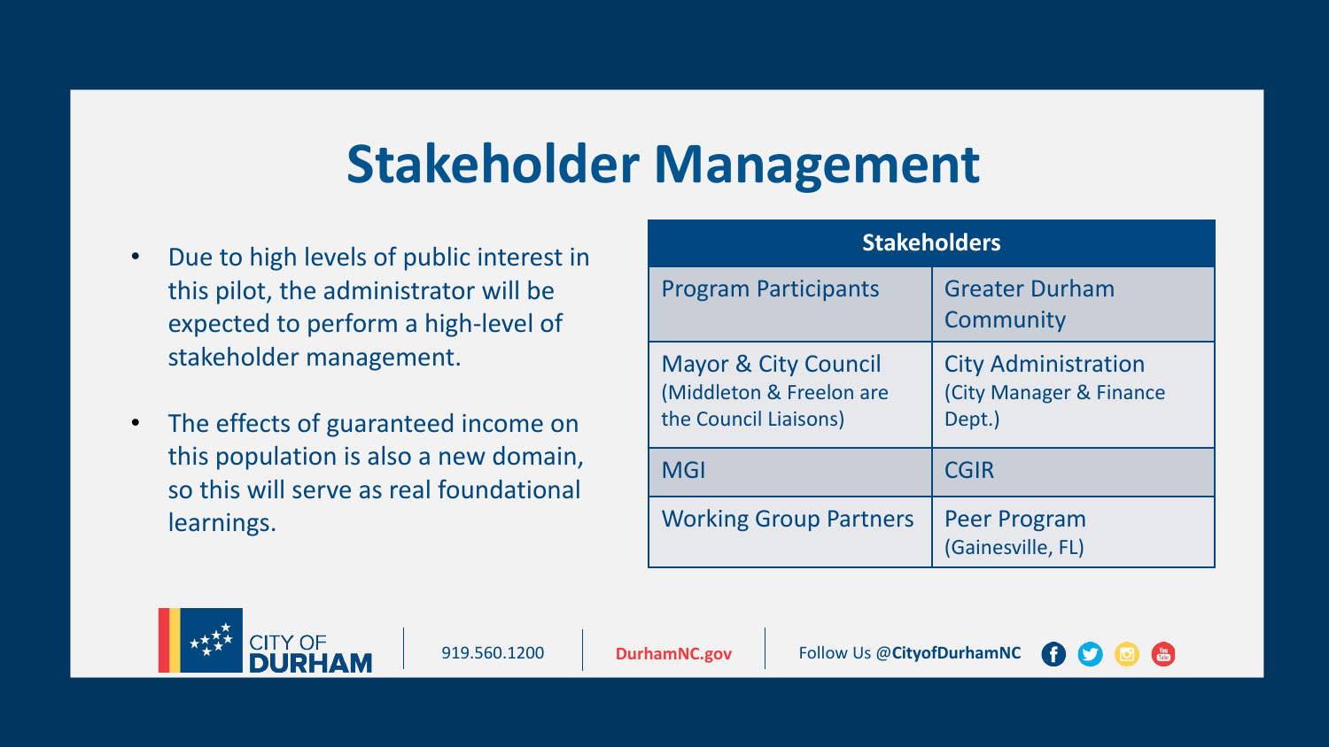# Stakeholder Management

- Due to high levels of public interest in this pilot, the administrator will be expected to perform a high-level of stakeholder management.
- The effects of guaranteed income on this population is also a new domain, so this will serve as real foundational learnings.

| Stakeholders | |
|---|---|
| Program Participants | Greater Durham Community |
| Mayor & City Council (Middleton & Freelon are the Council Liaisons) | City Administration (City Manager & Finance Dept.) |
| MGI | CGIR |
| Working Group Partners | Peer Program (Gainesville, FL) |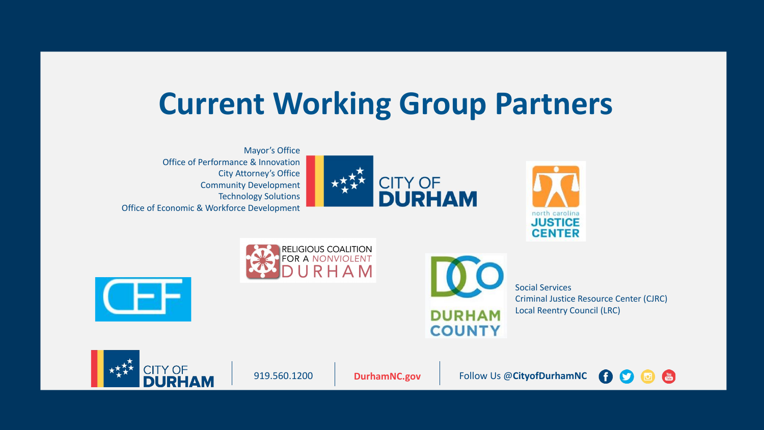# Current Working Group Partners

Mayor's Office
Office of Performance & Innovation
City Attorney's Office
Community Development
Technology Solutions
Office of Economic & Workforce Development

CITY OF DURHAM

north carolina JUSTICE CENTER

RELIGIOUS COALITION FOR A NONVIOLENT DURHAM

CEF

DURHAM COUNTY

Social Services
Criminal Justice Resource Center (CJRC)
Local Reentry Council (LRC)

CITY OF DURHAM | 919.560.1200 | DurhamNC.gov | Follow Us @CityofDurhamNC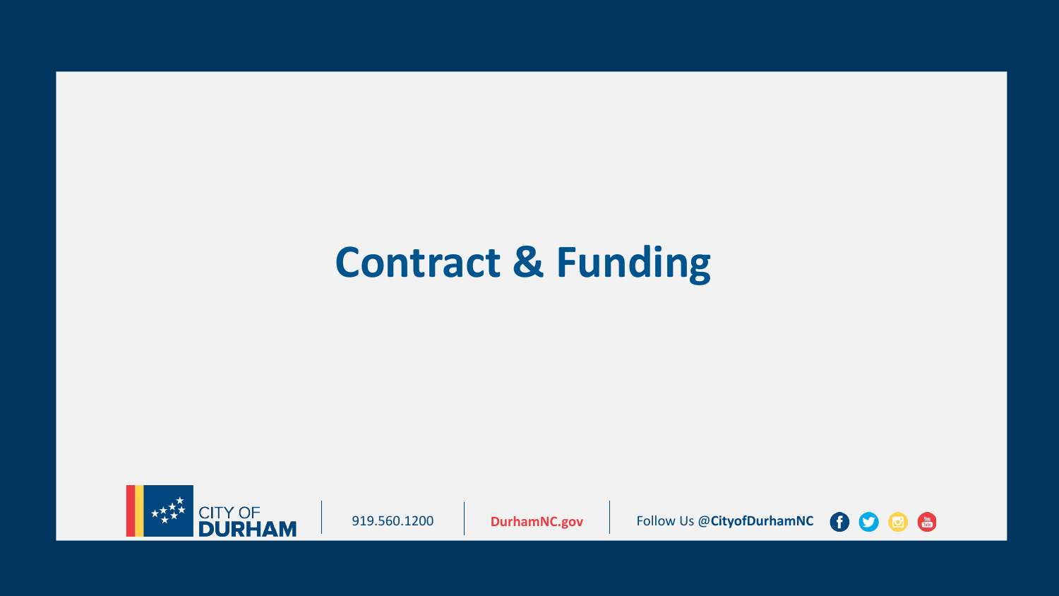# Contract & Funding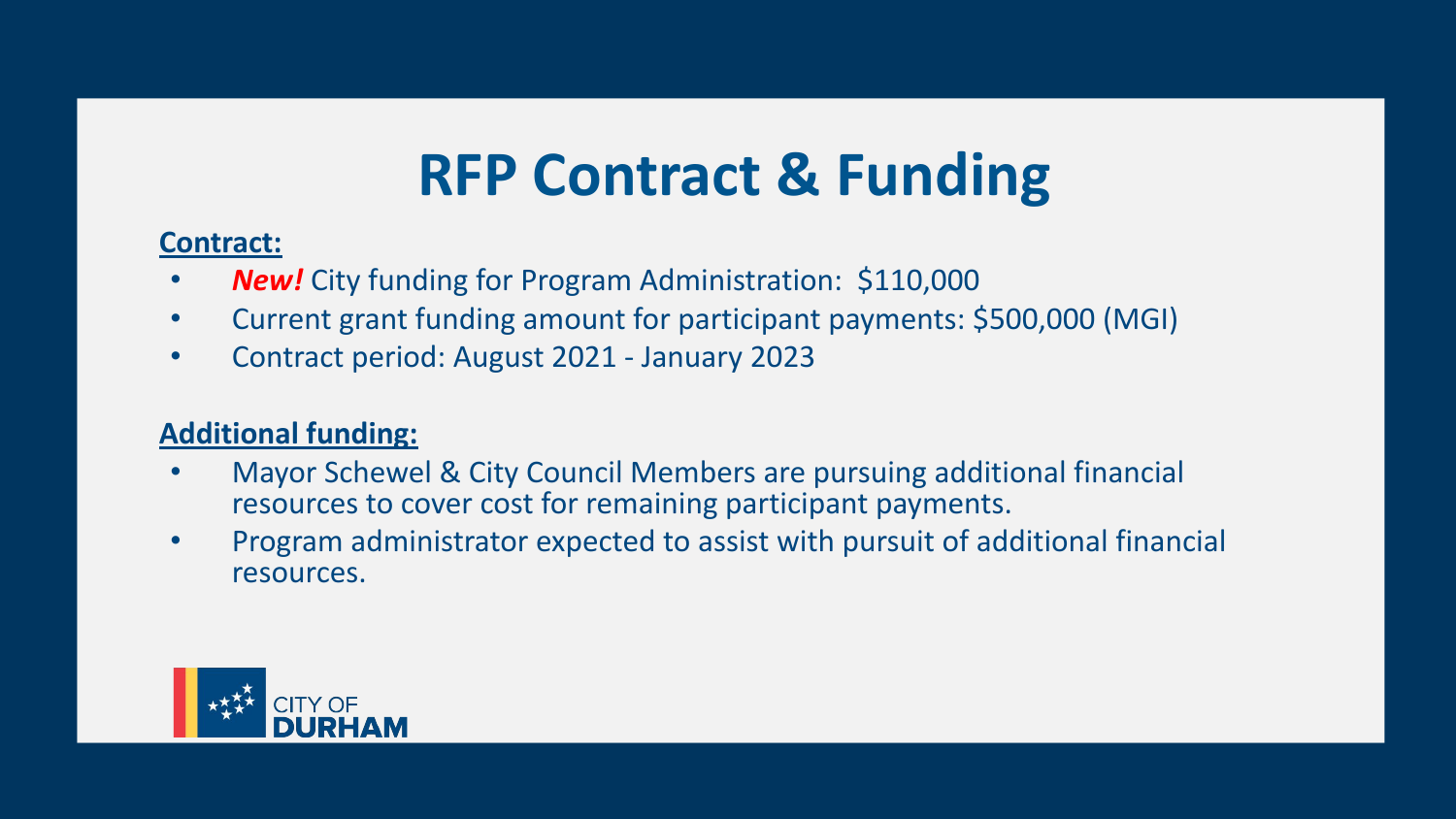# RFP Contract & Funding

**Contract:**

- ***New!*** City funding for Program Administration: $110,000
- Current grant funding amount for participant payments: $500,000 (MGI)
- Contract period: August 2021 - January 2023

**Additional funding:**

- Mayor Schewel & City Council Members are pursuing additional financial resources to cover cost for remaining participant payments.
- Program administrator expected to assist with pursuit of additional financial resources.

CITY OF DURHAM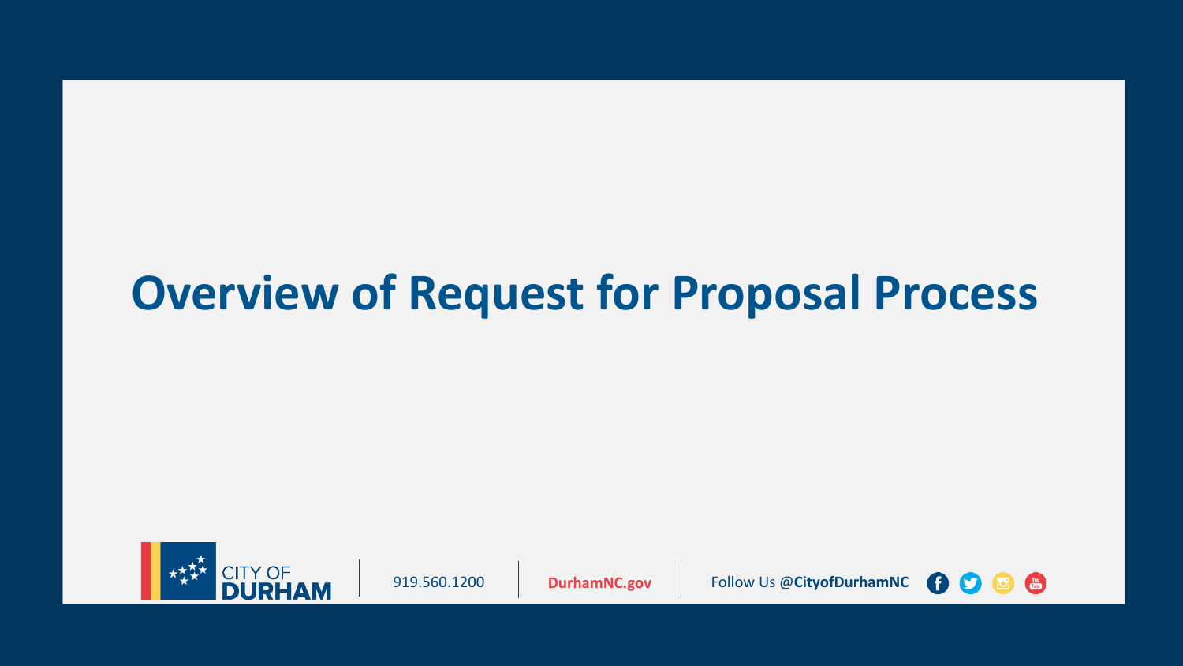# Overview of Request for Proposal Process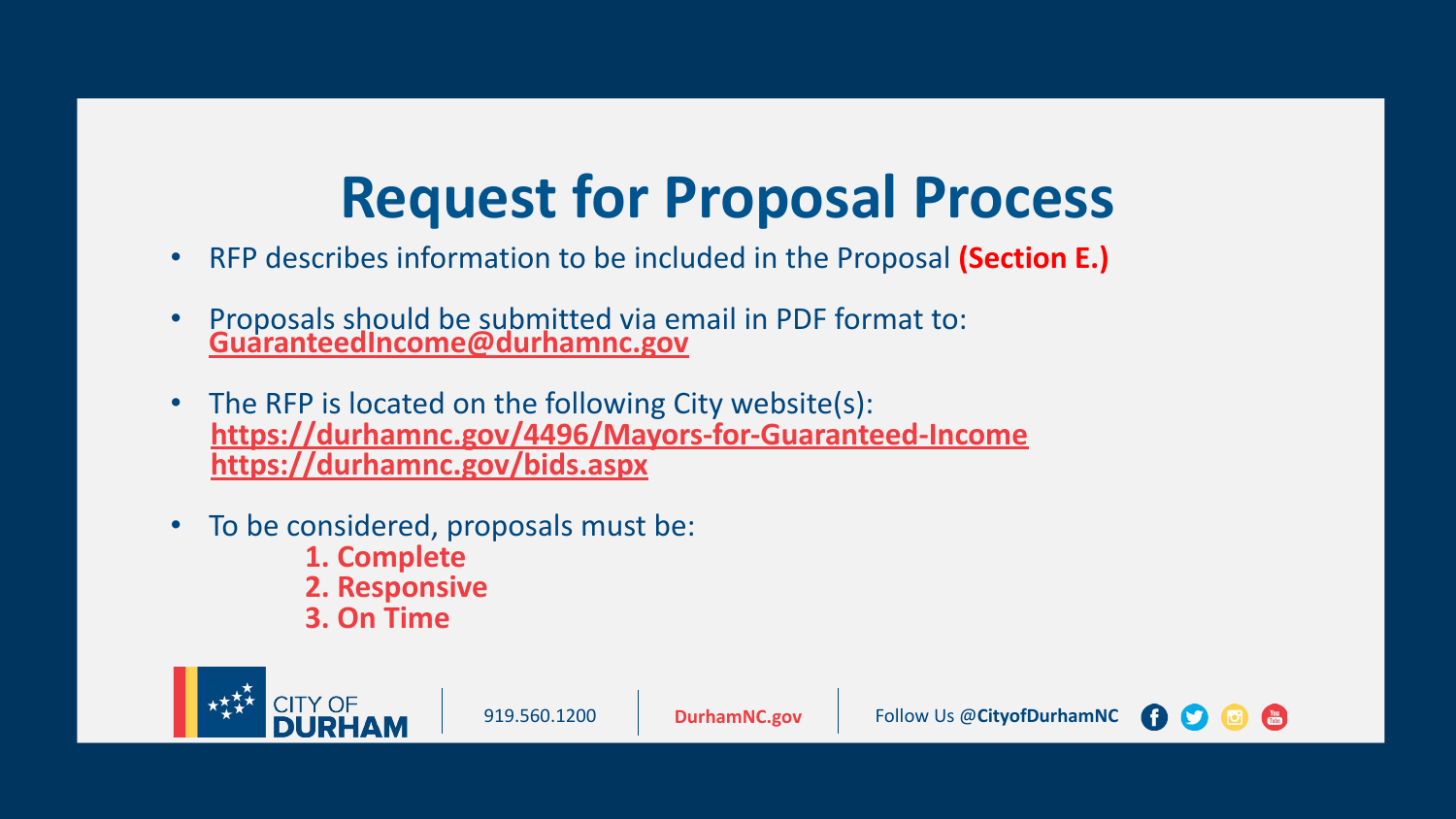# Request for Proposal Process

- RFP describes information to be included in the Proposal **(Section E.)**
- Proposals should be submitted via email in PDF format to: **GuaranteedIncome@durhamnc.gov**
- The RFP is located on the following City website(s):
  **https://durhamnc.gov/4496/Mayors-for-Guaranteed-Income**
  **https://durhamnc.gov/bids.aspx**
- To be considered, proposals must be:
  1. **Complete**
  2. **Responsive**
  3. **On Time**

CITY OF DURHAM | 919.560.1200 | DurhamNC.gov | Follow Us @CityofDurhamNC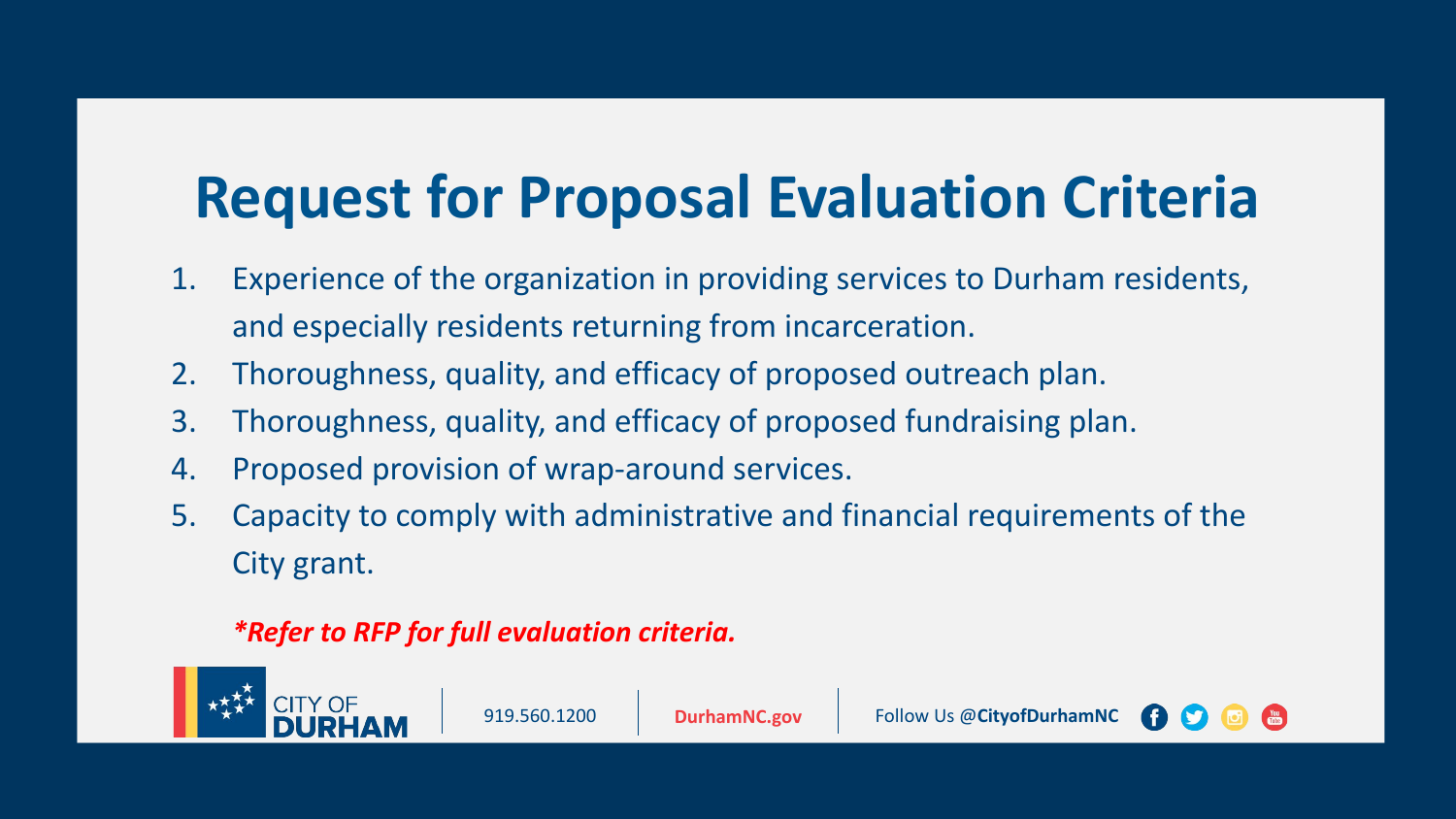# Request for Proposal Evaluation Criteria

1. Experience of the organization in providing services to Durham residents, and especially residents returning from incarceration.
2. Thoroughness, quality, and efficacy of proposed outreach plan.
3. Thoroughness, quality, and efficacy of proposed fundraising plan.
4. Proposed provision of wrap-around services.
5. Capacity to comply with administrative and financial requirements of the City grant.

***Refer to RFP for full evaluation criteria.***

CITY OF DURHAM | 919.560.1200 | DurhamNC.gov | Follow Us @CityofDurhamNC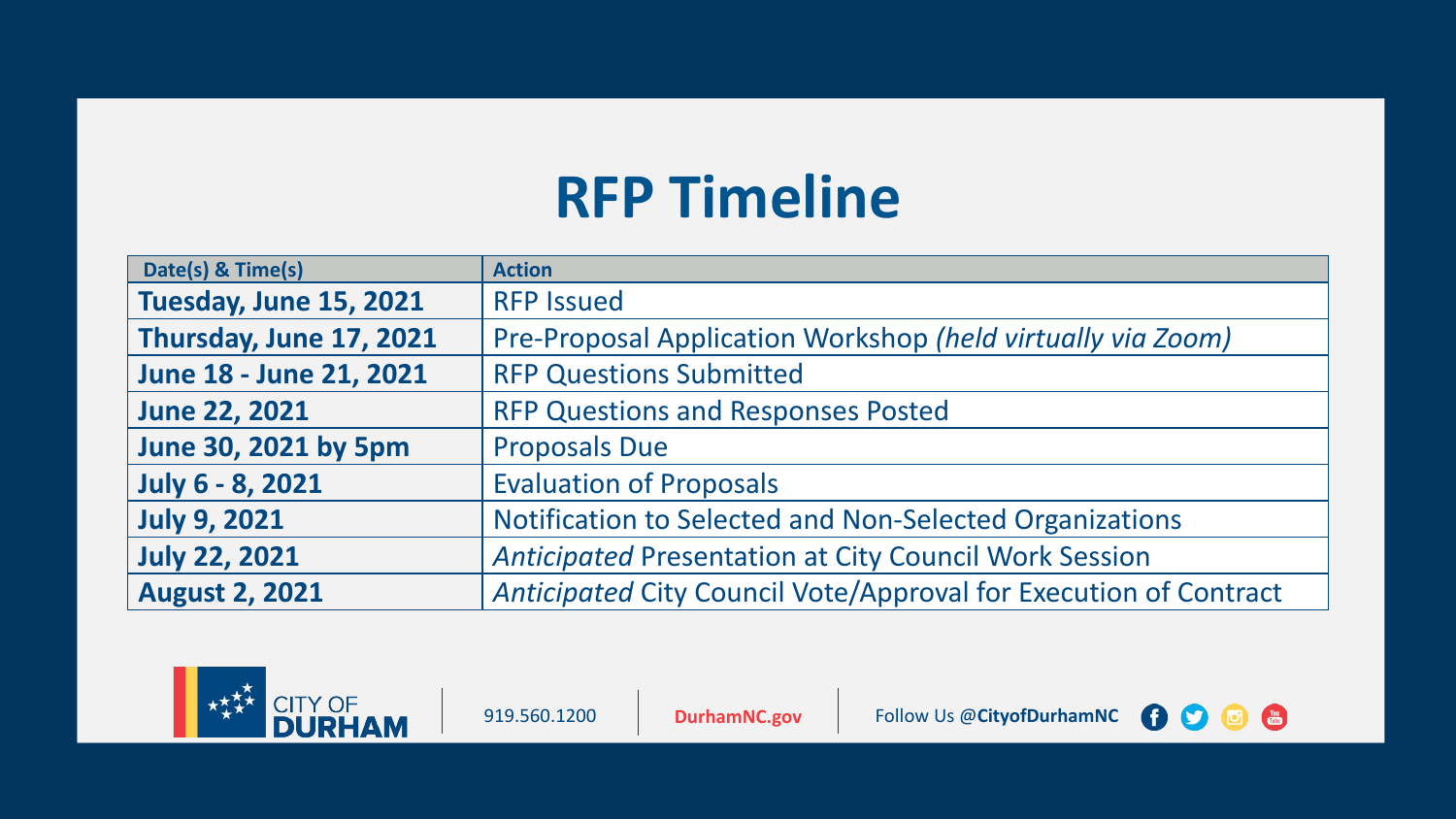# RFP Timeline

| Date(s) & Time(s) | Action |
|---|---|
| **Tuesday, June 15, 2021** | RFP Issued |
| **Thursday, June 17, 2021** | Pre-Proposal Application Workshop *(held virtually via Zoom)* |
| **June 18 - June 21, 2021** | RFP Questions Submitted |
| **June 22, 2021** | RFP Questions and Responses Posted |
| **June 30, 2021 by 5pm** | Proposals Due |
| **July 6 - 8, 2021** | Evaluation of Proposals |
| **July 9, 2021** | Notification to Selected and Non-Selected Organizations |
| **July 22, 2021** | *Anticipated* Presentation at City Council Work Session |
| **August 2, 2021** | *Anticipated* City Council Vote/Approval for Execution of Contract |

CITY OF **DURHAM** | 919.560.1200 | **DurhamNC.gov** | Follow Us @**CityofDurhamNC**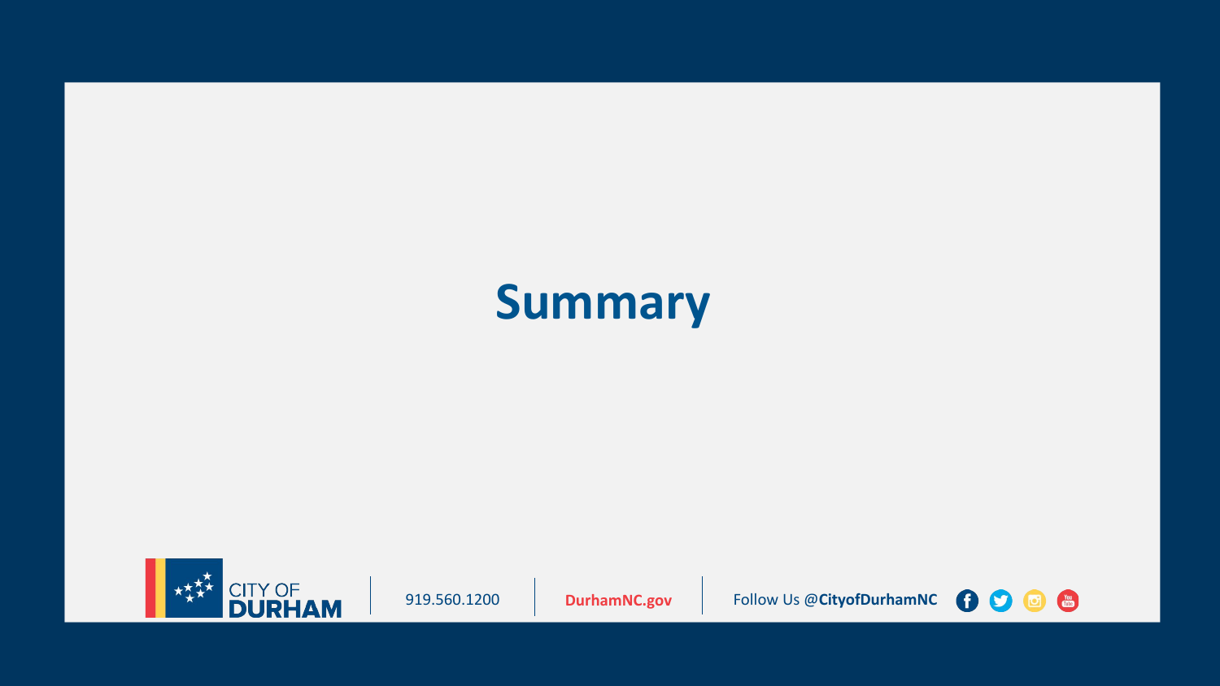# Summary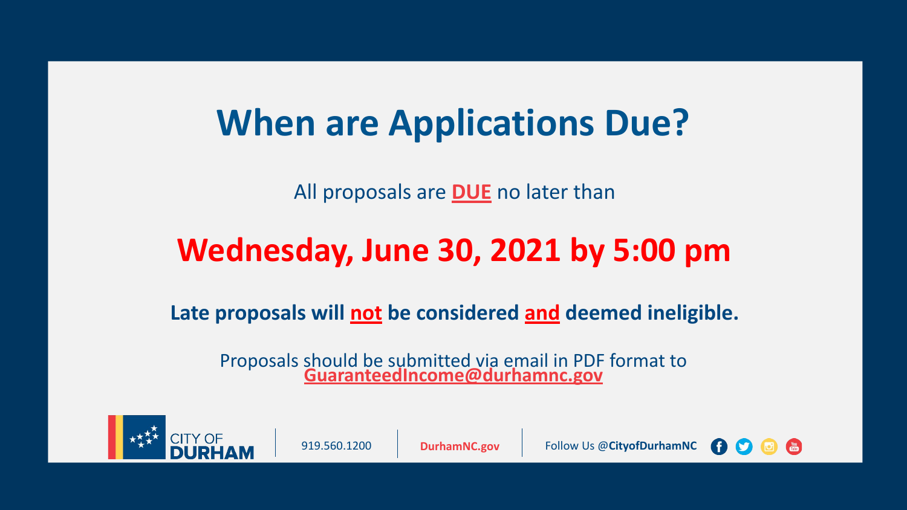# When are Applications Due?

All proposals are **DUE** no later than

## Wednesday, June 30, 2021 by 5:00 pm

**Late proposals will not be considered and deemed ineligible.**

Proposals should be submitted via email in PDF format to **GuaranteedIncome@durhamnc.gov**

CITY OF DURHAM | 919.560.1200 | DurhamNC.gov | Follow Us @CityofDurhamNC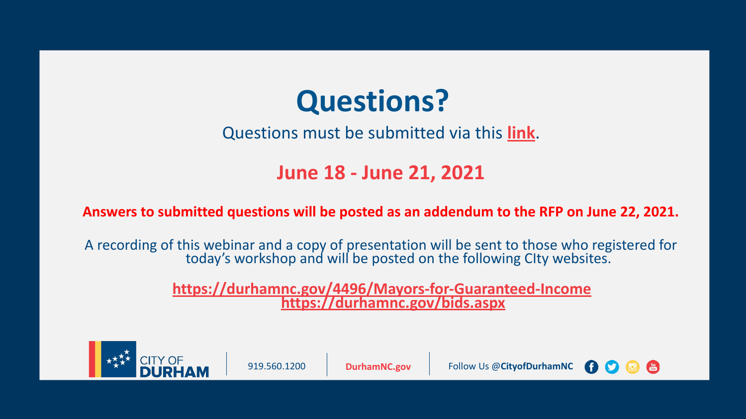# Questions?

Questions must be submitted via this **link**.

**June 18 - June 21, 2021**

**Answers to submitted questions will be posted as an addendum to the RFP on June 22, 2021.**

A recording of this webinar and a copy of presentation will be sent to those who registered for today's workshop and will be posted on the following CIty websites.

**https://durhamnc.gov/4496/Mayors-for-Guaranteed-Income**
**https://durhamnc.gov/bids.aspx**

CITY OF **DURHAM** | 919.560.1200 | **DurhamNC.gov** | Follow Us @**CityofDurhamNC**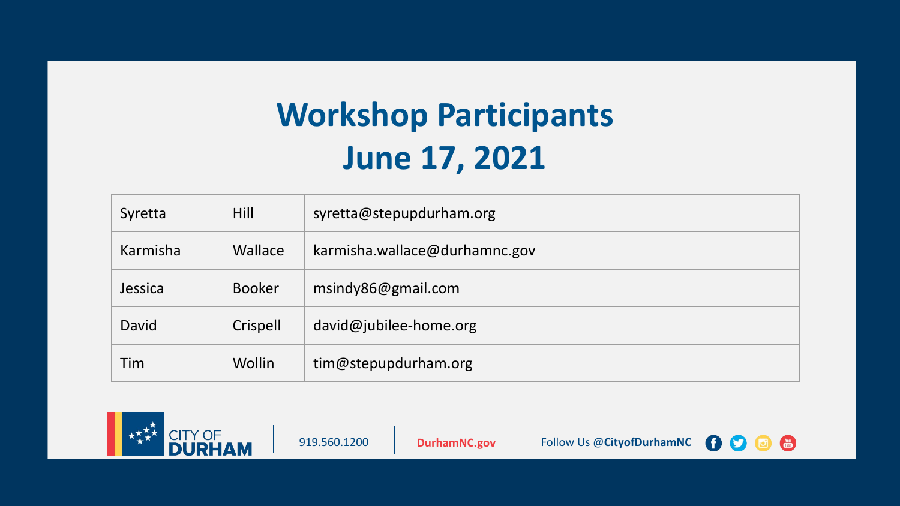# Workshop Participants
# June 17, 2021

| | | |
|---|---|---|
| Syretta | Hill | syretta@stepupdurham.org |
| Karmisha | Wallace | karmisha.wallace@durhamnc.gov |
| Jessica | Booker | msindy86@gmail.com |
| David | Crispell | david@jubilee-home.org |
| Tim | Wollin | tim@stepupdurham.org |

CITY OF DURHAM | 919.560.1200 | DurhamNC.gov | Follow Us @CityofDurhamNC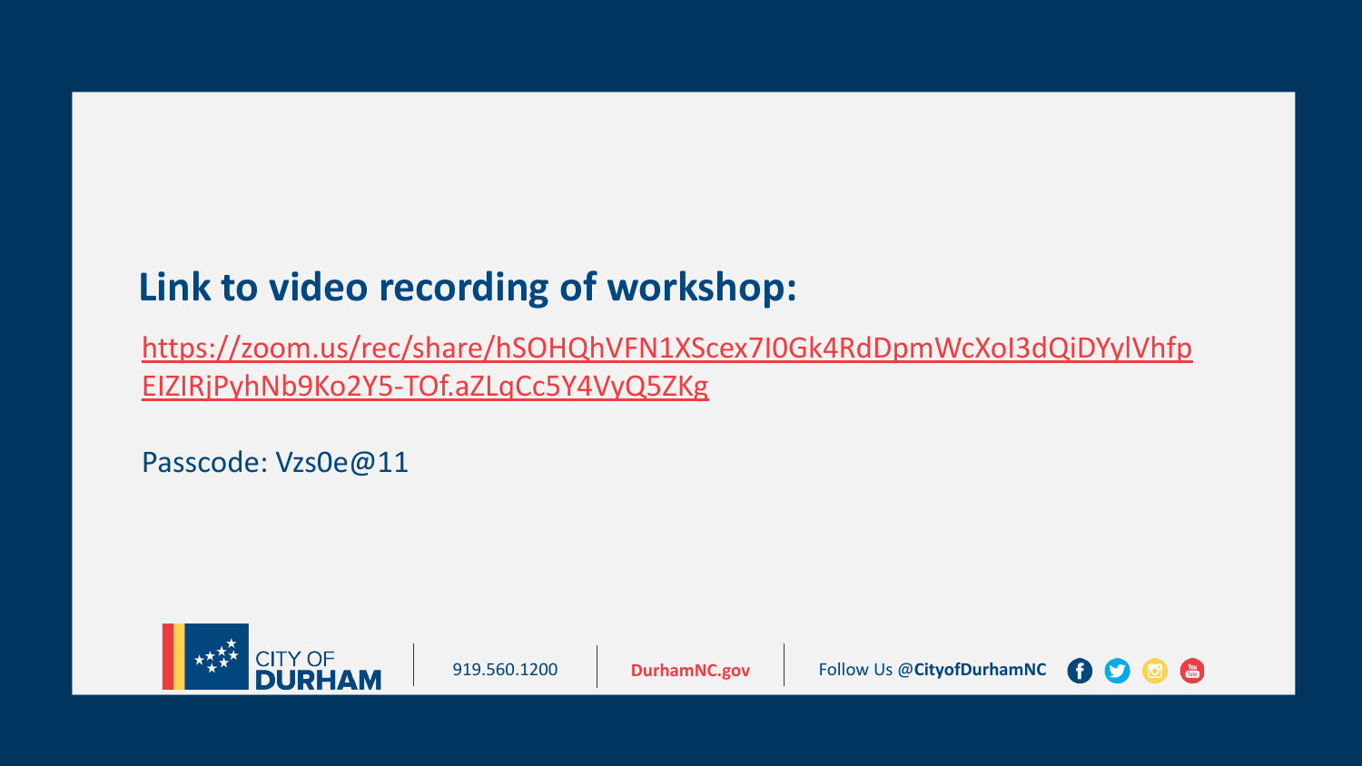## Link to video recording of workshop:

https://zoom.us/rec/share/hSOHQhVFN1XScex7I0Gk4RdDpmWcXoI3dQiDYylVhfpEIZIRjPyhNb9Ko2Y5-TOf.aZLqCc5Y4VyQ5ZKg

Passcode: Vzs0e@11

CITY OF DURHAM | 919.560.1200 | DurhamNC.gov | Follow Us @CityofDurhamNC